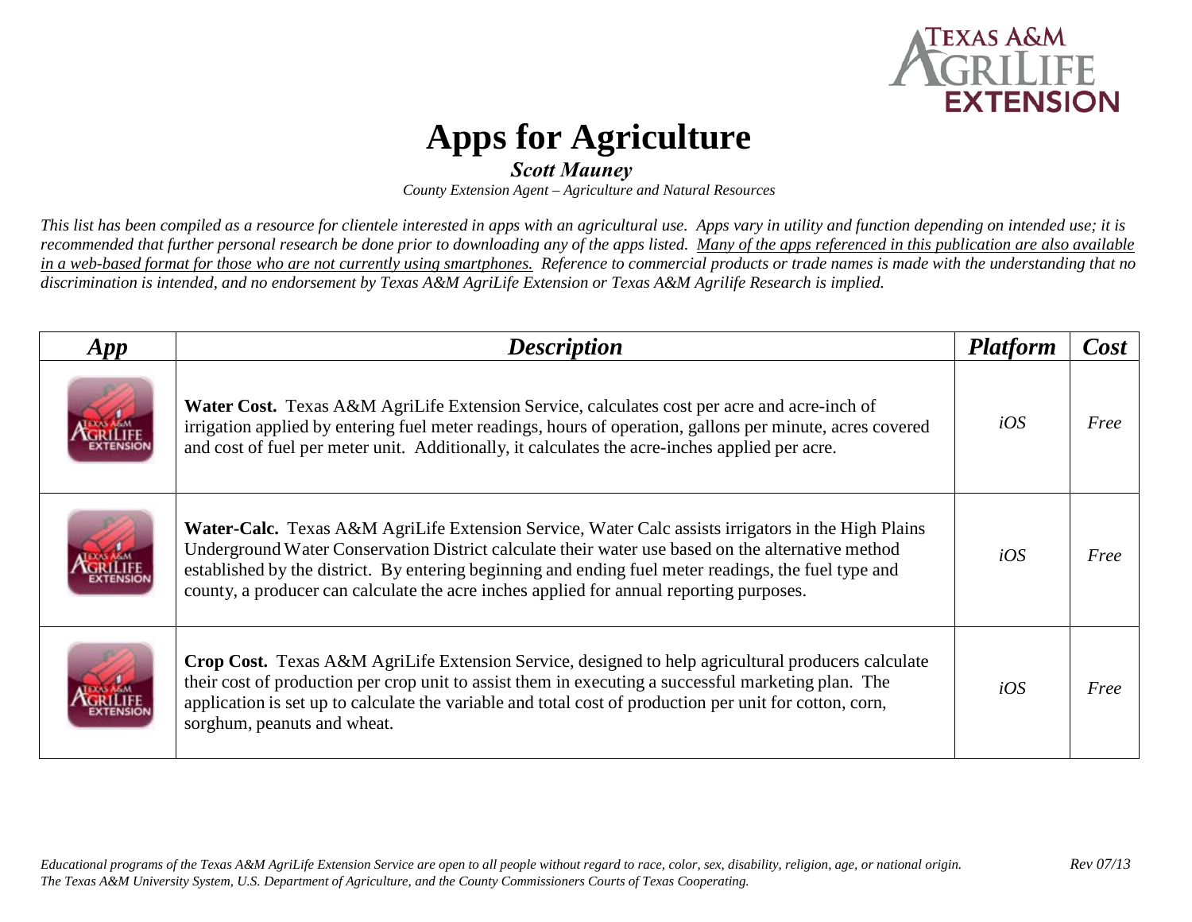# Apps for Agriculture

***Scott Mauney***

*County Extension Agent – Agriculture and Natural Resources*

*This list has been compiled as a resource for clientele interested in apps with an agricultural use. Apps vary in utility and function depending on intended use; it is recommended that further personal research be done prior to downloading any of the apps listed. <u>Many of the apps referenced in this publication are also available in a web-based format for those who are not currently using smartphones.</u> Reference to commercial products or trade names is made with the understanding that no discrimination is intended, and no endorsement by Texas A&M AgriLife Extension or Texas A&M Agrilife Research is implied.*

| *App* | *Description* | *Platform* | *Cost* |
|---|---|---|---|
| | **Water Cost.** Texas A&M AgriLife Extension Service, calculates cost per acre and acre-inch of irrigation applied by entering fuel meter readings, hours of operation, gallons per minute, acres covered and cost of fuel per meter unit. Additionally, it calculates the acre-inches applied per acre. | *iOS* | *Free* |
| | **Water-Calc.** Texas A&M AgriLife Extension Service, Water Calc assists irrigators in the High Plains Underground Water Conservation District calculate their water use based on the alternative method established by the district. By entering beginning and ending fuel meter readings, the fuel type and county, a producer can calculate the acre inches applied for annual reporting purposes. | *iOS* | *Free* |
| | **Crop Cost.** Texas A&M AgriLife Extension Service, designed to help agricultural producers calculate their cost of production per crop unit to assist them in executing a successful marketing plan. The application is set up to calculate the variable and total cost of production per unit for cotton, corn, sorghum, peanuts and wheat. | *iOS* | *Free* |

*Educational programs of the Texas A&M AgriLife Extension Service are open to all people without regard to race, color, sex, disability, religion, age, or national origin. The Texas A&M University System, U.S. Department of Agriculture, and the County Commissioners Courts of Texas Cooperating.*

*Rev 07/13*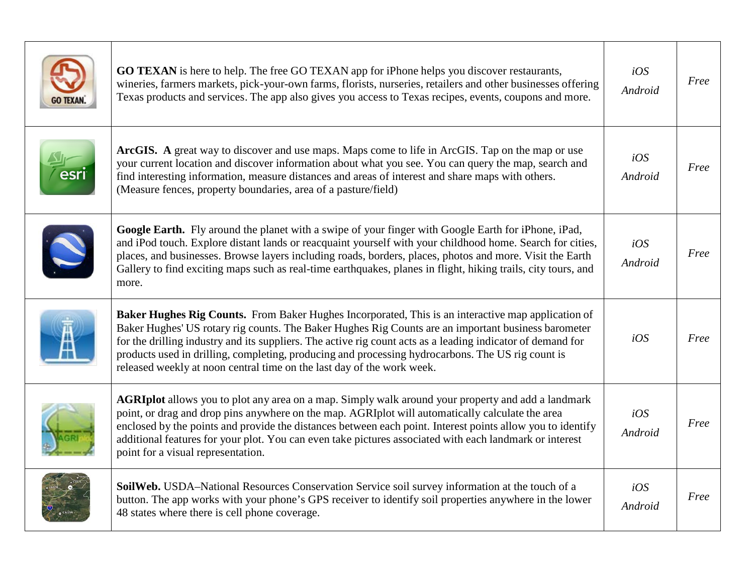| | | | |
|---|---|---|---|
| | **GO TEXAN** is here to help. The free GO TEXAN app for iPhone helps you discover restaurants, wineries, farmers markets, pick-your-own farms, florists, nurseries, retailers and other businesses offering Texas products and services. The app also gives you access to Texas recipes, events, coupons and more. | *iOS Android* | *Free* |
| | **ArcGIS. A** great way to discover and use maps. Maps come to life in ArcGIS. Tap on the map or use your current location and discover information about what you see. You can query the map, search and find interesting information, measure distances and areas of interest and share maps with others. (Measure fences, property boundaries, area of a pasture/field) | *iOS Android* | *Free* |
| | **Google Earth.** Fly around the planet with a swipe of your finger with Google Earth for iPhone, iPad, and iPod touch. Explore distant lands or reacquaint yourself with your childhood home. Search for cities, places, and businesses. Browse layers including roads, borders, places, photos and more. Visit the Earth Gallery to find exciting maps such as real-time earthquakes, planes in flight, hiking trails, city tours, and more. | *iOS Android* | *Free* |
| | **Baker Hughes Rig Counts.** From Baker Hughes Incorporated, This is an interactive map application of Baker Hughes' US rotary rig counts. The Baker Hughes Rig Counts are an important business barometer for the drilling industry and its suppliers. The active rig count acts as a leading indicator of demand for products used in drilling, completing, producing and processing hydrocarbons. The US rig count is released weekly at noon central time on the last day of the work week. | *iOS* | *Free* |
| | **AGRIplot** allows you to plot any area on a map. Simply walk around your property and add a landmark point, or drag and drop pins anywhere on the map. AGRIplot will automatically calculate the area enclosed by the points and provide the distances between each point. Interest points allow you to identify additional features for your plot. You can even take pictures associated with each landmark or interest point for a visual representation. | *iOS Android* | *Free* |
| | **SoilWeb.** USDA–National Resources Conservation Service soil survey information at the touch of a button. The app works with your phone's GPS receiver to identify soil properties anywhere in the lower 48 states where there is cell phone coverage. | *iOS Android* | *Free* |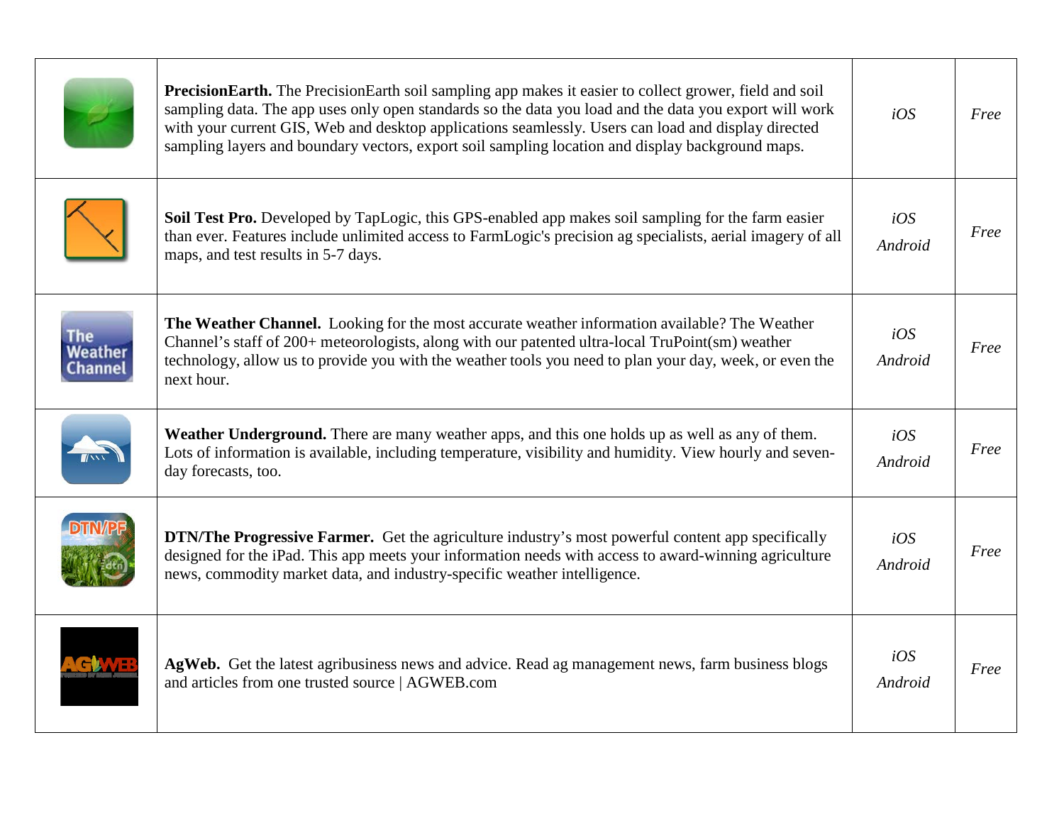| | | | |
|---|---|---|---|
| | **PrecisionEarth.** The PrecisionEarth soil sampling app makes it easier to collect grower, field and soil sampling data. The app uses only open standards so the data you load and the data you export will work with your current GIS, Web and desktop applications seamlessly. Users can load and display directed sampling layers and boundary vectors, export soil sampling location and display background maps. | *iOS* | *Free* |
| | **Soil Test Pro.** Developed by TapLogic, this GPS-enabled app makes soil sampling for the farm easier than ever. Features include unlimited access to FarmLogic's precision ag specialists, aerial imagery of all maps, and test results in 5-7 days. | *iOS* *Android* | *Free* |
| | **The Weather Channel.** Looking for the most accurate weather information available? The Weather Channel's staff of 200+ meteorologists, along with our patented ultra-local TruPoint(sm) weather technology, allow us to provide you with the weather tools you need to plan your day, week, or even the next hour. | *iOS* *Android* | *Free* |
| | **Weather Underground.** There are many weather apps, and this one holds up as well as any of them. Lots of information is available, including temperature, visibility and humidity. View hourly and seven-day forecasts, too. | *iOS* *Android* | *Free* |
| | **DTN/The Progressive Farmer.** Get the agriculture industry's most powerful content app specifically designed for the iPad. This app meets your information needs with access to award-winning agriculture news, commodity market data, and industry-specific weather intelligence. | *iOS* *Android* | *Free* |
| | **AgWeb.** Get the latest agribusiness news and advice. Read ag management news, farm business blogs and articles from one trusted source \| AGWEB.com | *iOS* *Android* | *Free* |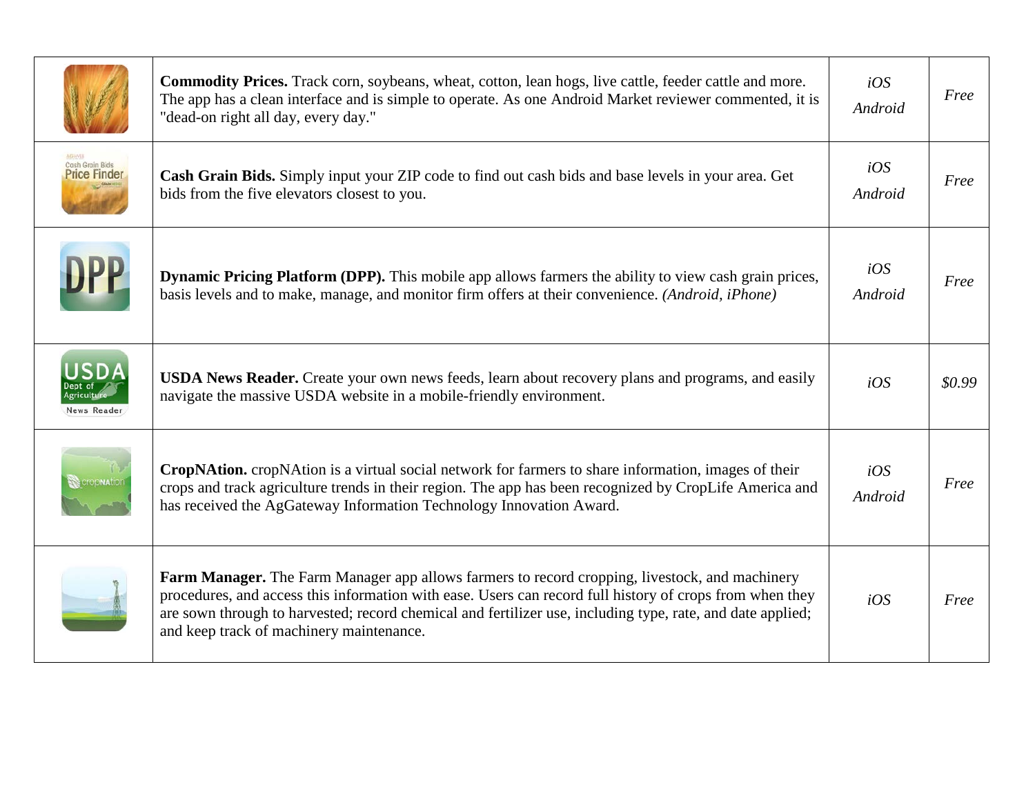| | | | |
|---|---|---|---|
| | **Commodity Prices.** Track corn, soybeans, wheat, cotton, lean hogs, live cattle, feeder cattle and more. The app has a clean interface and is simple to operate. As one Android Market reviewer commented, it is "dead-on right all day, every day." | *iOS* *Android* | *Free* |
| | **Cash Grain Bids.** Simply input your ZIP code to find out cash bids and base levels in your area. Get bids from the five elevators closest to you. | *iOS* *Android* | *Free* |
| | **Dynamic Pricing Platform (DPP).** This mobile app allows farmers the ability to view cash grain prices, basis levels and to make, manage, and monitor firm offers at their convenience. *(Android, iPhone)* | *iOS* *Android* | *Free* |
| | **USDA News Reader.** Create your own news feeds, learn about recovery plans and programs, and easily navigate the massive USDA website in a mobile-friendly environment. | *iOS* | *$0.99* |
| | **CropNAtion.** cropNAtion is a virtual social network for farmers to share information, images of their crops and track agriculture trends in their region. The app has been recognized by CropLife America and has received the AgGateway Information Technology Innovation Award. | *iOS* *Android* | *Free* |
| | **Farm Manager.** The Farm Manager app allows farmers to record cropping, livestock, and machinery procedures, and access this information with ease. Users can record full history of crops from when they are sown through to harvested; record chemical and fertilizer use, including type, rate, and date applied; and keep track of machinery maintenance. | *iOS* | *Free* |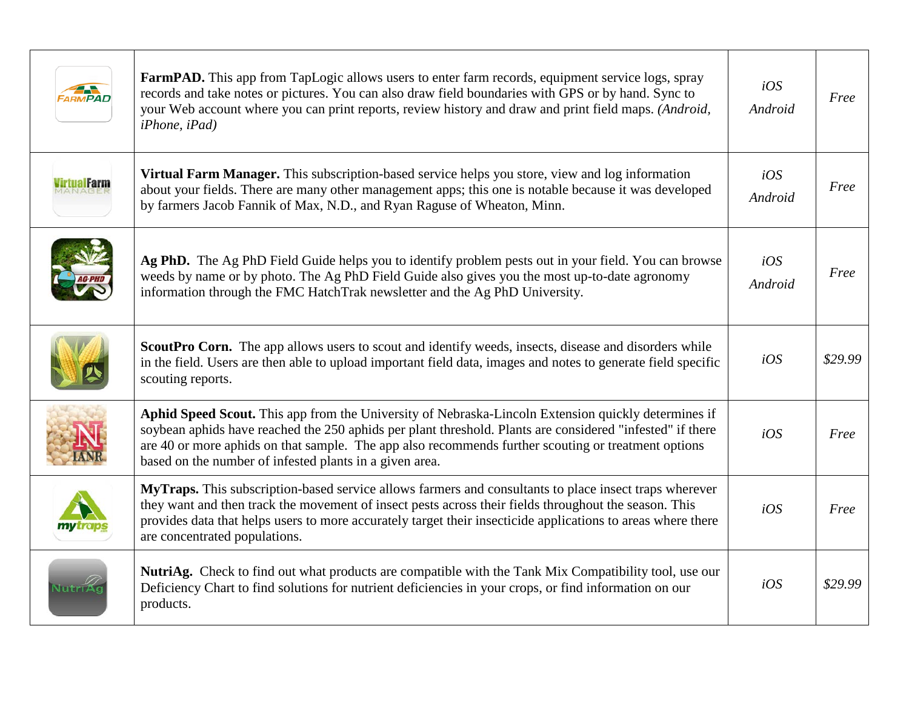| | | | |
|---|---|---|---|
| | **FarmPAD.** This app from TapLogic allows users to enter farm records, equipment service logs, spray records and take notes or pictures. You can also draw field boundaries with GPS or by hand. Sync to your Web account where you can print reports, review history and draw and print field maps. *(Android, iPhone, iPad)* | *iOS Android* | *Free* |
| | **Virtual Farm Manager.** This subscription-based service helps you store, view and log information about your fields. There are many other management apps; this one is notable because it was developed by farmers Jacob Fannik of Max, N.D., and Ryan Raguse of Wheaton, Minn. | *iOS Android* | *Free* |
| | **Ag PhD.** The Ag PhD Field Guide helps you to identify problem pests out in your field. You can browse weeds by name or by photo. The Ag PhD Field Guide also gives you the most up-to-date agronomy information through the FMC HatchTrak newsletter and the Ag PhD University. | *iOS Android* | *Free* |
| | **ScoutPro Corn.** The app allows users to scout and identify weeds, insects, disease and disorders while in the field. Users are then able to upload important field data, images and notes to generate field specific scouting reports. | *iOS* | *$29.99* |
| | **Aphid Speed Scout.** This app from the University of Nebraska-Lincoln Extension quickly determines if soybean aphids have reached the 250 aphids per plant threshold. Plants are considered "infested" if there are 40 or more aphids on that sample. The app also recommends further scouting or treatment options based on the number of infested plants in a given area. | *iOS* | *Free* |
| | **MyTraps.** This subscription-based service allows farmers and consultants to place insect traps wherever they want and then track the movement of insect pests across their fields throughout the season. This provides data that helps users to more accurately target their insecticide applications to areas where there are concentrated populations. | *iOS* | *Free* |
| | **NutriAg.** Check to find out what products are compatible with the Tank Mix Compatibility tool, use our Deficiency Chart to find solutions for nutrient deficiencies in your crops, or find information on our products. | *iOS* | *$29.99* |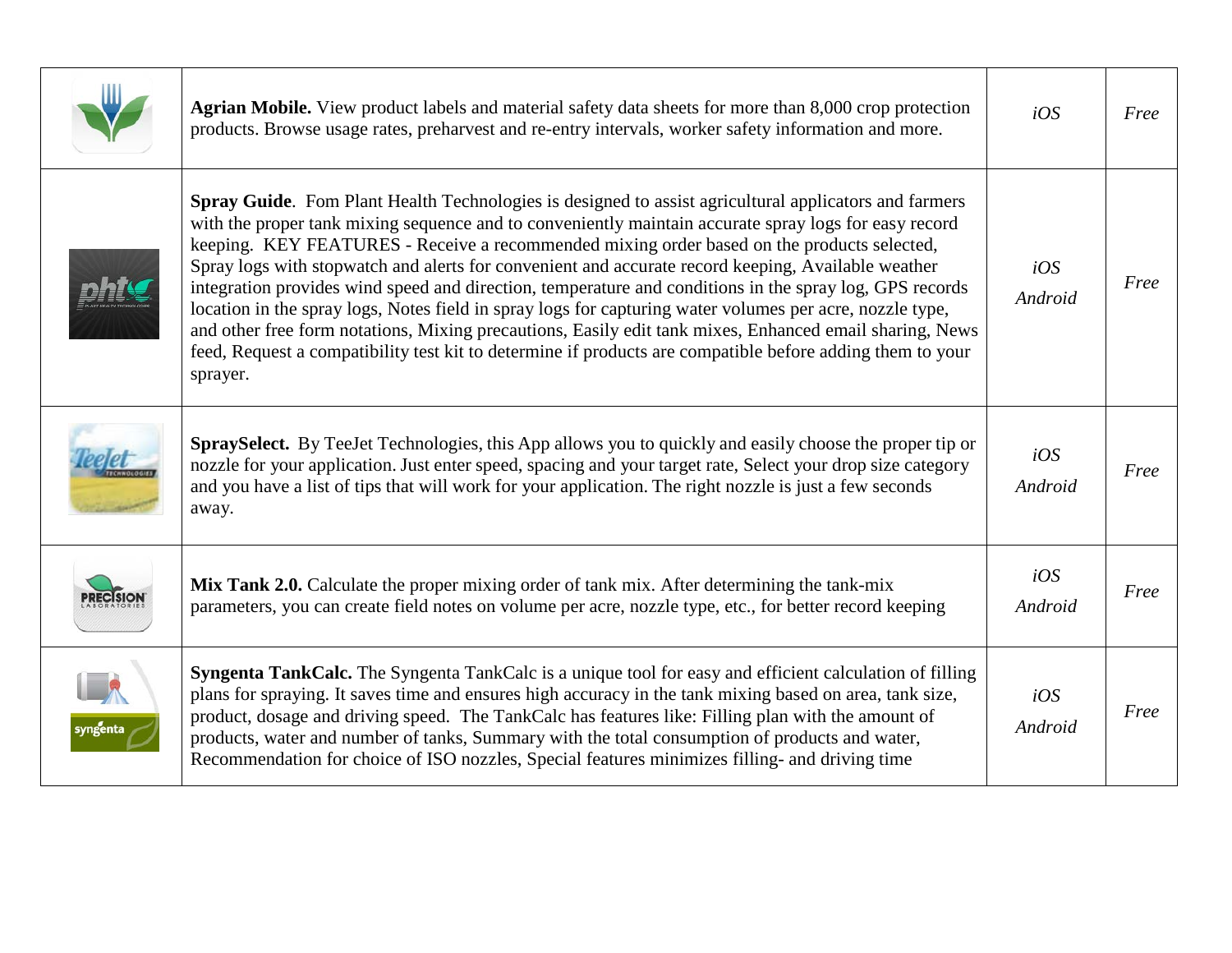| | | | |
|---|---|---|---|
| | **Agrian Mobile.** View product labels and material safety data sheets for more than 8,000 crop protection products. Browse usage rates, preharvest and re-entry intervals, worker safety information and more. | *iOS* | *Free* |
| | **Spray Guide**. Fom Plant Health Technologies is designed to assist agricultural applicators and farmers with the proper tank mixing sequence and to conveniently maintain accurate spray logs for easy record keeping. KEY FEATURES - Receive a recommended mixing order based on the products selected, Spray logs with stopwatch and alerts for convenient and accurate record keeping, Available weather integration provides wind speed and direction, temperature and conditions in the spray log, GPS records location in the spray logs, Notes field in spray logs for capturing water volumes per acre, nozzle type, and other free form notations, Mixing precautions, Easily edit tank mixes, Enhanced email sharing, News feed, Request a compatibility test kit to determine if products are compatible before adding them to your sprayer. | *iOS* *Android* | *Free* |
| | **SpraySelect.** By TeeJet Technologies, this App allows you to quickly and easily choose the proper tip or nozzle for your application. Just enter speed, spacing and your target rate, Select your drop size category and you have a list of tips that will work for your application. The right nozzle is just a few seconds away. | *iOS* *Android* | *Free* |
| | **Mix Tank 2.0.** Calculate the proper mixing order of tank mix. After determining the tank-mix parameters, you can create field notes on volume per acre, nozzle type, etc., for better record keeping | *iOS* *Android* | *Free* |
| | **Syngenta TankCalc.** The Syngenta TankCalc is a unique tool for easy and efficient calculation of filling plans for spraying. It saves time and ensures high accuracy in the tank mixing based on area, tank size, product, dosage and driving speed. The TankCalc has features like: Filling plan with the amount of products, water and number of tanks, Summary with the total consumption of products and water, Recommendation for choice of ISO nozzles, Special features minimizes filling- and driving time | *iOS* *Android* | *Free* |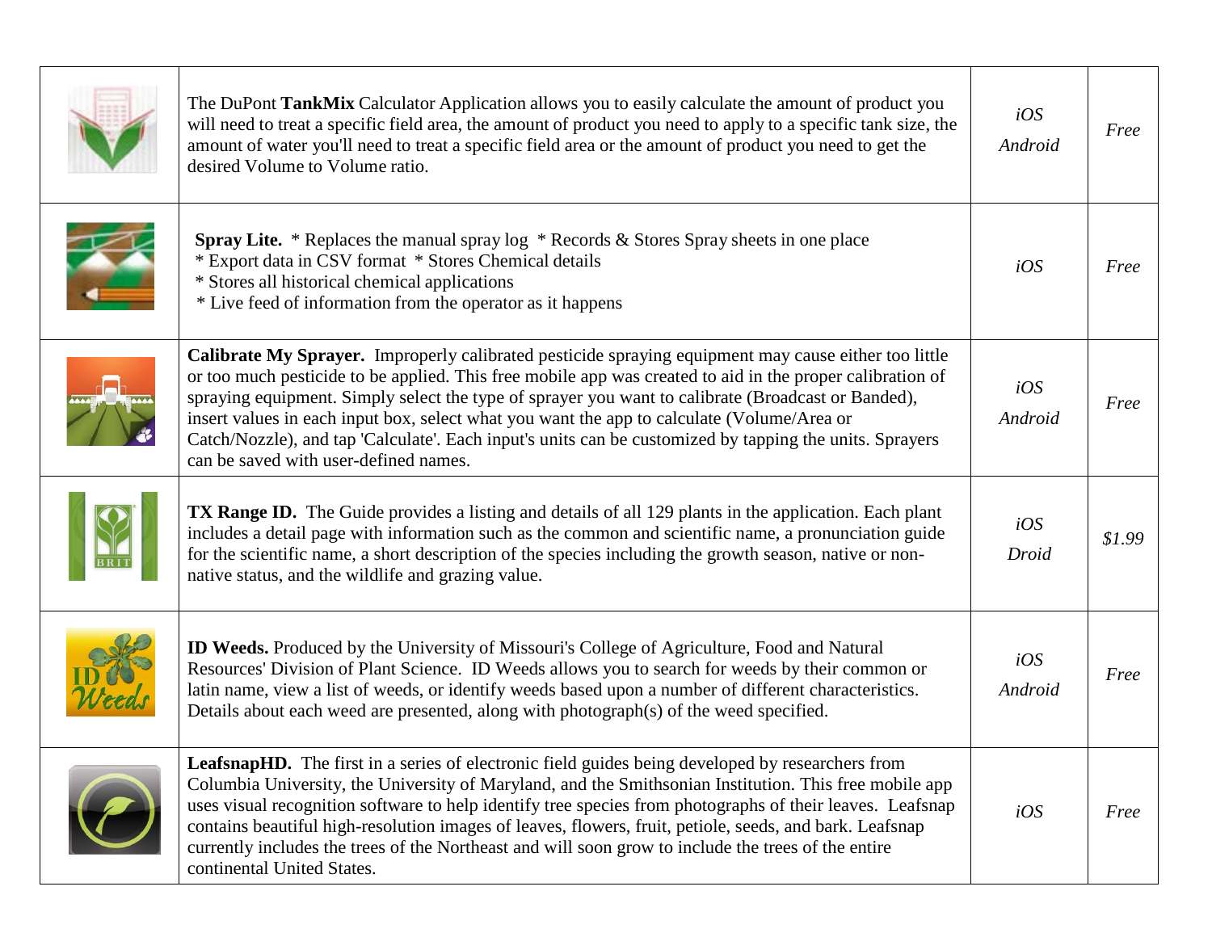| | | | |
|---|---|---|---|
| | The DuPont **TankMix** Calculator Application allows you to easily calculate the amount of product you will need to treat a specific field area, the amount of product you need to apply to a specific tank size, the amount of water you'll need to treat a specific field area or the amount of product you need to get the desired Volume to Volume ratio. | *iOS Android* | *Free* |
| | **Spray Lite.** * Replaces the manual spray log * Records & Stores Spray sheets in one place * Export data in CSV format * Stores Chemical details * Stores all historical chemical applications * Live feed of information from the operator as it happens | *iOS* | *Free* |
| | **Calibrate My Sprayer.** Improperly calibrated pesticide spraying equipment may cause either too little or too much pesticide to be applied. This free mobile app was created to aid in the proper calibration of spraying equipment. Simply select the type of sprayer you want to calibrate (Broadcast or Banded), insert values in each input box, select what you want the app to calculate (Volume/Area or Catch/Nozzle), and tap 'Calculate'. Each input's units can be customized by tapping the units. Sprayers can be saved with user-defined names. | *iOS Android* | *Free* |
| | **TX Range ID.** The Guide provides a listing and details of all 129 plants in the application. Each plant includes a detail page with information such as the common and scientific name, a pronunciation guide for the scientific name, a short description of the species including the growth season, native or non-native status, and the wildlife and grazing value. | *iOS Droid* | *$1.99* |
| | **ID Weeds.** Produced by the University of Missouri's College of Agriculture, Food and Natural Resources' Division of Plant Science. ID Weeds allows you to search for weeds by their common or latin name, view a list of weeds, or identify weeds based upon a number of different characteristics. Details about each weed are presented, along with photograph(s) of the weed specified. | *iOS Android* | *Free* |
| | **LeafsnapHD.** The first in a series of electronic field guides being developed by researchers from Columbia University, the University of Maryland, and the Smithsonian Institution. This free mobile app uses visual recognition software to help identify tree species from photographs of their leaves. Leafsnap contains beautiful high-resolution images of leaves, flowers, fruit, petiole, seeds, and bark. Leafsnap currently includes the trees of the Northeast and will soon grow to include the trees of the entire continental United States. | *iOS* | *Free* |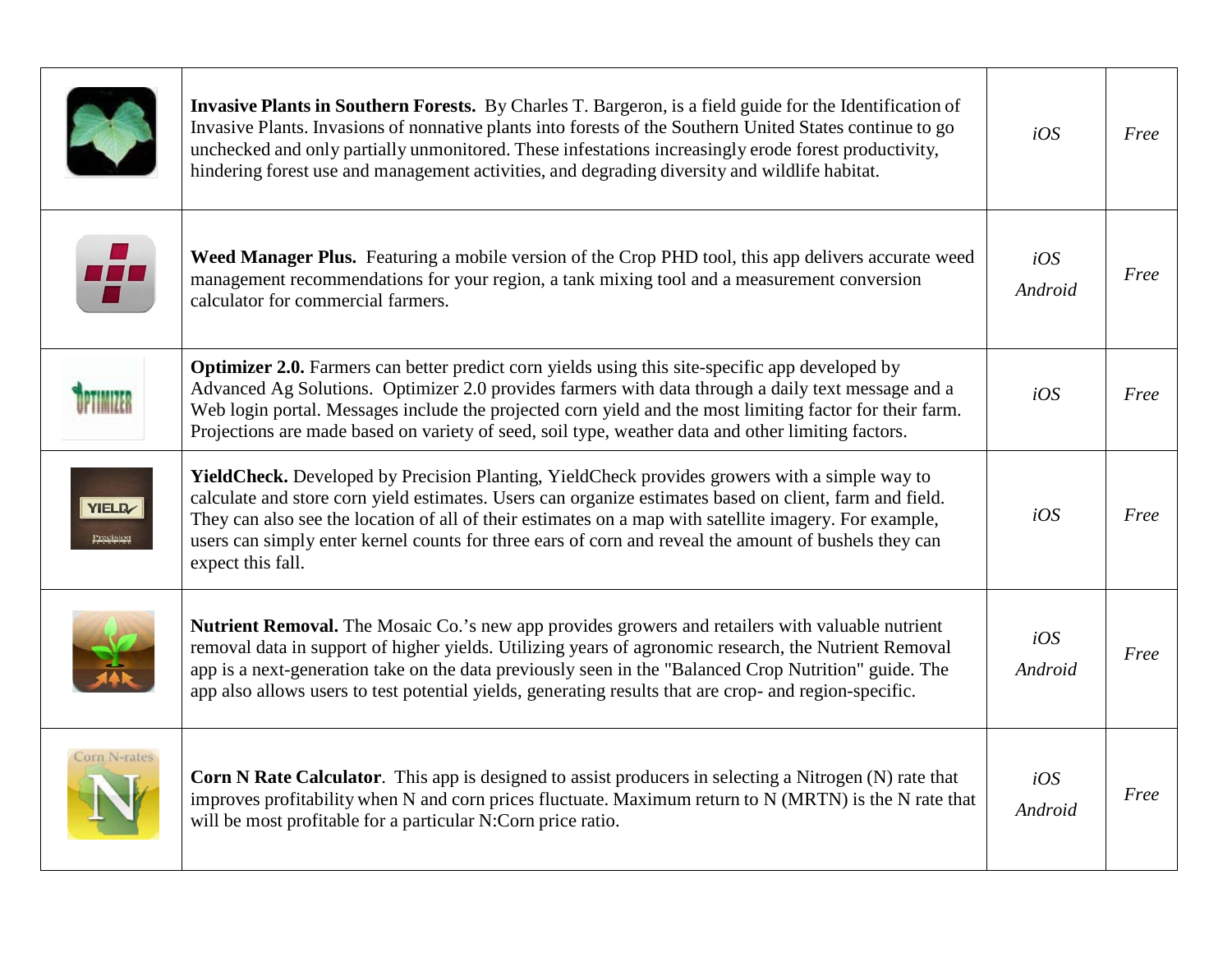| | | | |
|---|---|---|---|
| | **Invasive Plants in Southern Forests.** By Charles T. Bargeron, is a field guide for the Identification of Invasive Plants. Invasions of nonnative plants into forests of the Southern United States continue to go unchecked and only partially unmonitored. These infestations increasingly erode forest productivity, hindering forest use and management activities, and degrading diversity and wildlife habitat. | *iOS* | *Free* |
| | **Weed Manager Plus.** Featuring a mobile version of the Crop PHD tool, this app delivers accurate weed management recommendations for your region, a tank mixing tool and a measurement conversion calculator for commercial farmers. | *iOS* *Android* | *Free* |
| | **Optimizer 2.0.** Farmers can better predict corn yields using this site-specific app developed by Advanced Ag Solutions. Optimizer 2.0 provides farmers with data through a daily text message and a Web login portal. Messages include the projected corn yield and the most limiting factor for their farm. Projections are made based on variety of seed, soil type, weather data and other limiting factors. | *iOS* | *Free* |
| | **YieldCheck.** Developed by Precision Planting, YieldCheck provides growers with a simple way to calculate and store corn yield estimates. Users can organize estimates based on client, farm and field. They can also see the location of all of their estimates on a map with satellite imagery. For example, users can simply enter kernel counts for three ears of corn and reveal the amount of bushels they can expect this fall. | *iOS* | *Free* |
| | **Nutrient Removal.** The Mosaic Co.'s new app provides growers and retailers with valuable nutrient removal data in support of higher yields. Utilizing years of agronomic research, the Nutrient Removal app is a next-generation take on the data previously seen in the "Balanced Crop Nutrition" guide. The app also allows users to test potential yields, generating results that are crop- and region-specific. | *iOS* *Android* | *Free* |
| | **Corn N Rate Calculator**. This app is designed to assist producers in selecting a Nitrogen (N) rate that improves profitability when N and corn prices fluctuate. Maximum return to N (MRTN) is the N rate that will be most profitable for a particular N:Corn price ratio. | *iOS* *Android* | *Free* |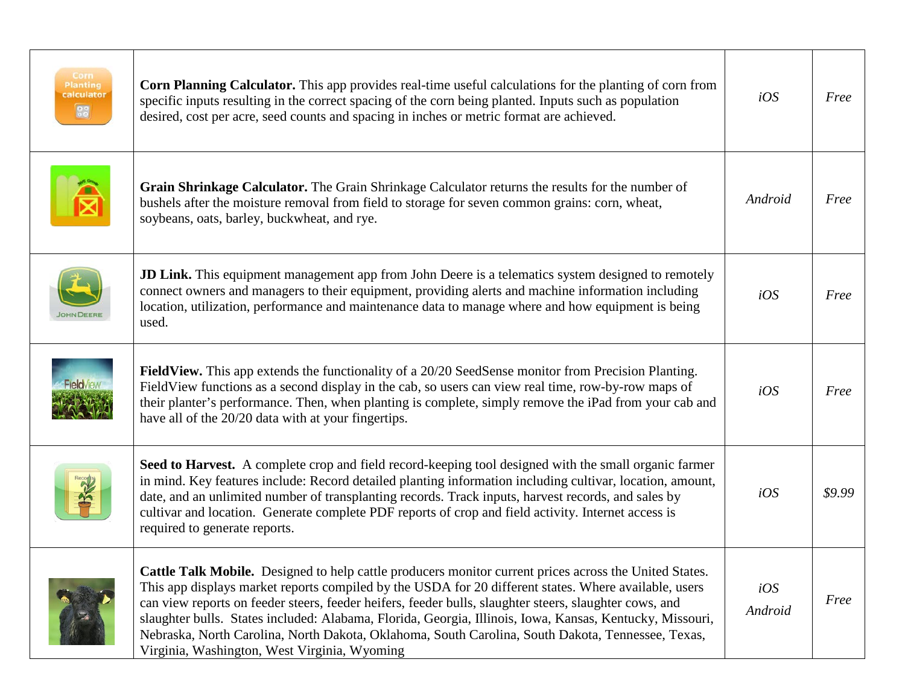| | | | |
|---|---|---|---|
| | **Corn Planning Calculator.** This app provides real-time useful calculations for the planting of corn from specific inputs resulting in the correct spacing of the corn being planted. Inputs such as population desired, cost per acre, seed counts and spacing in inches or metric format are achieved. | *iOS* | *Free* |
| | **Grain Shrinkage Calculator.** The Grain Shrinkage Calculator returns the results for the number of bushels after the moisture removal from field to storage for seven common grains: corn, wheat, soybeans, oats, barley, buckwheat, and rye. | *Android* | *Free* |
| | **JD Link.** This equipment management app from John Deere is a telematics system designed to remotely connect owners and managers to their equipment, providing alerts and machine information including location, utilization, performance and maintenance data to manage where and how equipment is being used. | *iOS* | *Free* |
| | **FieldView.** This app extends the functionality of a 20/20 SeedSense monitor from Precision Planting. FieldView functions as a second display in the cab, so users can view real time, row-by-row maps of their planter's performance. Then, when planting is complete, simply remove the iPad from your cab and have all of the 20/20 data with at your fingertips. | *iOS* | *Free* |
| | **Seed to Harvest.** A complete crop and field record-keeping tool designed with the small organic farmer in mind. Key features include: Record detailed planting information including cultivar, location, amount, date, and an unlimited number of transplanting records. Track inputs, harvest records, and sales by cultivar and location. Generate complete PDF reports of crop and field activity. Internet access is required to generate reports. | *iOS* | *$9.99* |
| | **Cattle Talk Mobile.** Designed to help cattle producers monitor current prices across the United States. This app displays market reports compiled by the USDA for 20 different states. Where available, users can view reports on feeder steers, feeder heifers, feeder bulls, slaughter steers, slaughter cows, and slaughter bulls. States included: Alabama, Florida, Georgia, Illinois, Iowa, Kansas, Kentucky, Missouri, Nebraska, North Carolina, North Dakota, Oklahoma, South Carolina, South Dakota, Tennessee, Texas, Virginia, Washington, West Virginia, Wyoming | *iOS* *Android* | *Free* |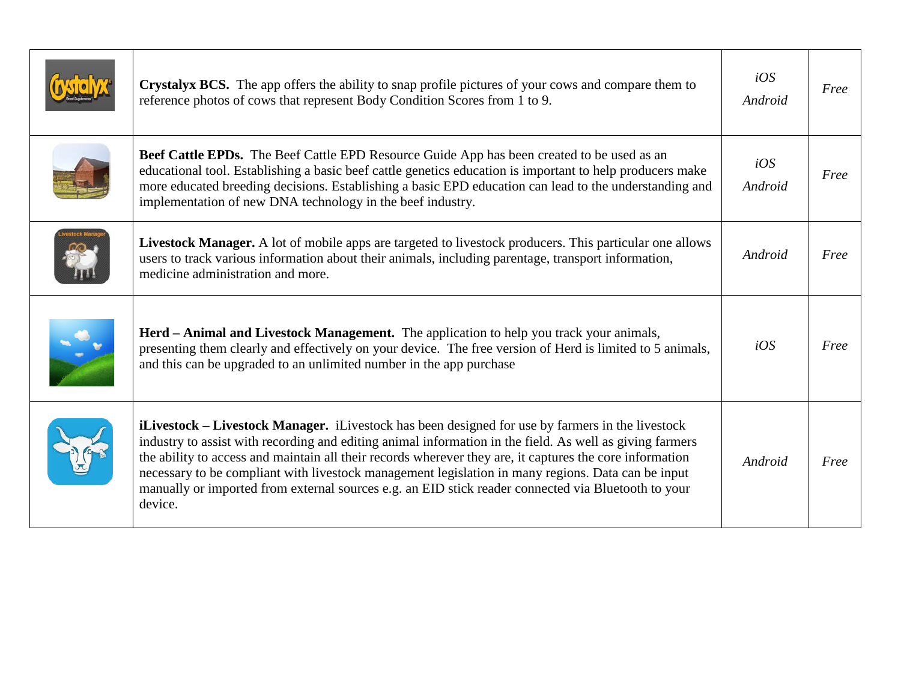| | | | |
|---|---|---|---|
| | **Crystalyx BCS.** The app offers the ability to snap profile pictures of your cows and compare them to reference photos of cows that represent Body Condition Scores from 1 to 9. | *iOS Android* | *Free* |
| | **Beef Cattle EPDs.** The Beef Cattle EPD Resource Guide App has been created to be used as an educational tool. Establishing a basic beef cattle genetics education is important to help producers make more educated breeding decisions. Establishing a basic EPD education can lead to the understanding and implementation of new DNA technology in the beef industry. | *iOS Android* | *Free* |
| | **Livestock Manager.** A lot of mobile apps are targeted to livestock producers. This particular one allows users to track various information about their animals, including parentage, transport information, medicine administration and more. | *Android* | *Free* |
| | **Herd – Animal and Livestock Management.** The application to help you track your animals, presenting them clearly and effectively on your device. The free version of Herd is limited to 5 animals, and this can be upgraded to an unlimited number in the app purchase | *iOS* | *Free* |
| | **iLivestock – Livestock Manager.** iLivestock has been designed for use by farmers in the livestock industry to assist with recording and editing animal information in the field. As well as giving farmers the ability to access and maintain all their records wherever they are, it captures the core information necessary to be compliant with livestock management legislation in many regions. Data can be input manually or imported from external sources e.g. an EID stick reader connected via Bluetooth to your device. | *Android* | *Free* |